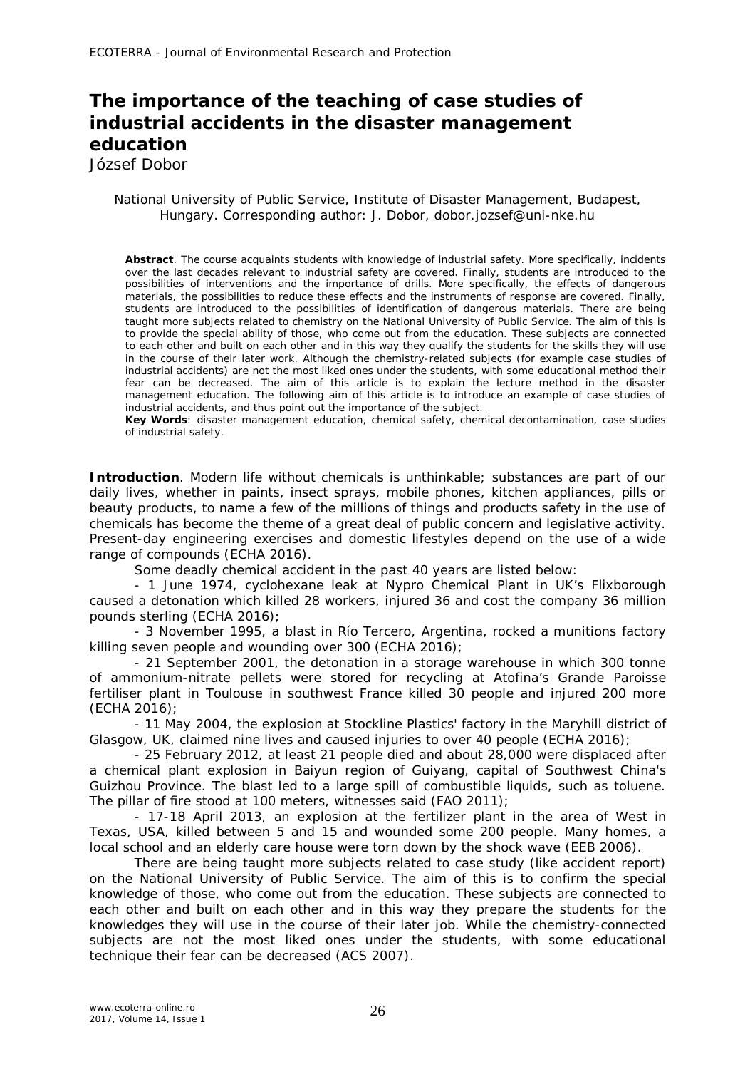# The importance of the teaching of case studies of industrial accidents in the disaster management education

József Dobor

National University of Public Service, Institute of Disaster Management, Budapest, Hungary. Corresponding author: J. Dobor, dobor.jozsef@uni-nke.hu

**Abstract**. The course acquaints students with knowledge of industrial safety. More specifically, incidents over the last decades relevant to industrial safety are covered. Finally, students are introduced to the possibilities of interventions and the importance of drills. More specifically, the effects of dangerous materials, the possibilities to reduce these effects and the instruments of response are covered. Finally, students are introduced to the possibilities of identification of dangerous materials. There are being taught more subjects related to chemistry on the National University of Public Service. The aim of this is to provide the special ability of those, who come out from the education. These subjects are connected to each other and built on each other and in this way they qualify the students for the skills they will use in the course of their later work. Although the chemistry-related subjects (for example case studies of industrial accidents) are not the most liked ones under the students, with some educational method their fear can be decreased. The aim of this article is to explain the lecture method in the disaster management education. The following aim of this article is to introduce an example of case studies of industrial accidents, and thus point out the importance of the subject.

**Key Words**: disaster management education, chemical safety, chemical decontamination, case studies of industrial safety.

**Introduction**. Modern life without chemicals is unthinkable; substances are part of our daily lives, whether in paints, insect sprays, mobile phones, kitchen appliances, pills or beauty products, to name a few of the millions of things and products safety in the use of chemicals has become the theme of a great deal of public concern and legislative activity. Present-day engineering exercises and domestic lifestyles depend on the use of a wide range of compounds (ECHA 2016).

Some deadly chemical accident in the past 40 years are listed below:

- 1 June 1974, cyclohexane leak at Nypro Chemical Plant in UK's Flixborough caused a detonation which killed 28 workers, injured 36 and cost the company 36 million pounds sterling (ECHA 2016);
- 3 November 1995, a blast in Río Tercero, Argentina, rocked a munitions factory killing seven people and wounding over 300 (ECHA 2016);
- 21 September 2001, the detonation in a storage warehouse in which 300 tonne of ammonium-nitrate pellets were stored for recycling at Atofina's Grande Paroisse fertiliser plant in Toulouse in southwest France killed 30 people and injured 200 more (ECHA 2016);
- 11 May 2004, the explosion at Stockline Plastics' factory in the Maryhill district of Glasgow, UK, claimed nine lives and caused injuries to over 40 people (ECHA 2016);
- 25 February 2012, at least 21 people died and about 28,000 were displaced after a chemical plant explosion in Baiyun region of Guiyang, capital of Southwest China's Guizhou Province. The blast led to a large spill of combustible liquids, such as toluene. The pillar of fire stood at 100 meters, witnesses said (FAO 2011);
- 17-18 April 2013, an explosion at the fertilizer plant in the area of West in Texas, USA, killed between 5 and 15 and wounded some 200 people. Many homes, a local school and an elderly care house were torn down by the shock wave (EEB 2006).

There are being taught more subjects related to case study (like accident report) on the National University of Public Service. The aim of this is to confirm the special knowledge of those, who come out from the education. These subjects are connected to each other and built on each other and in this way they prepare the students for the knowledges they will use in the course of their later job. While the chemistry-connected subjects are not the most liked ones under the students, with some educational technique their fear can be decreased (ACS 2007).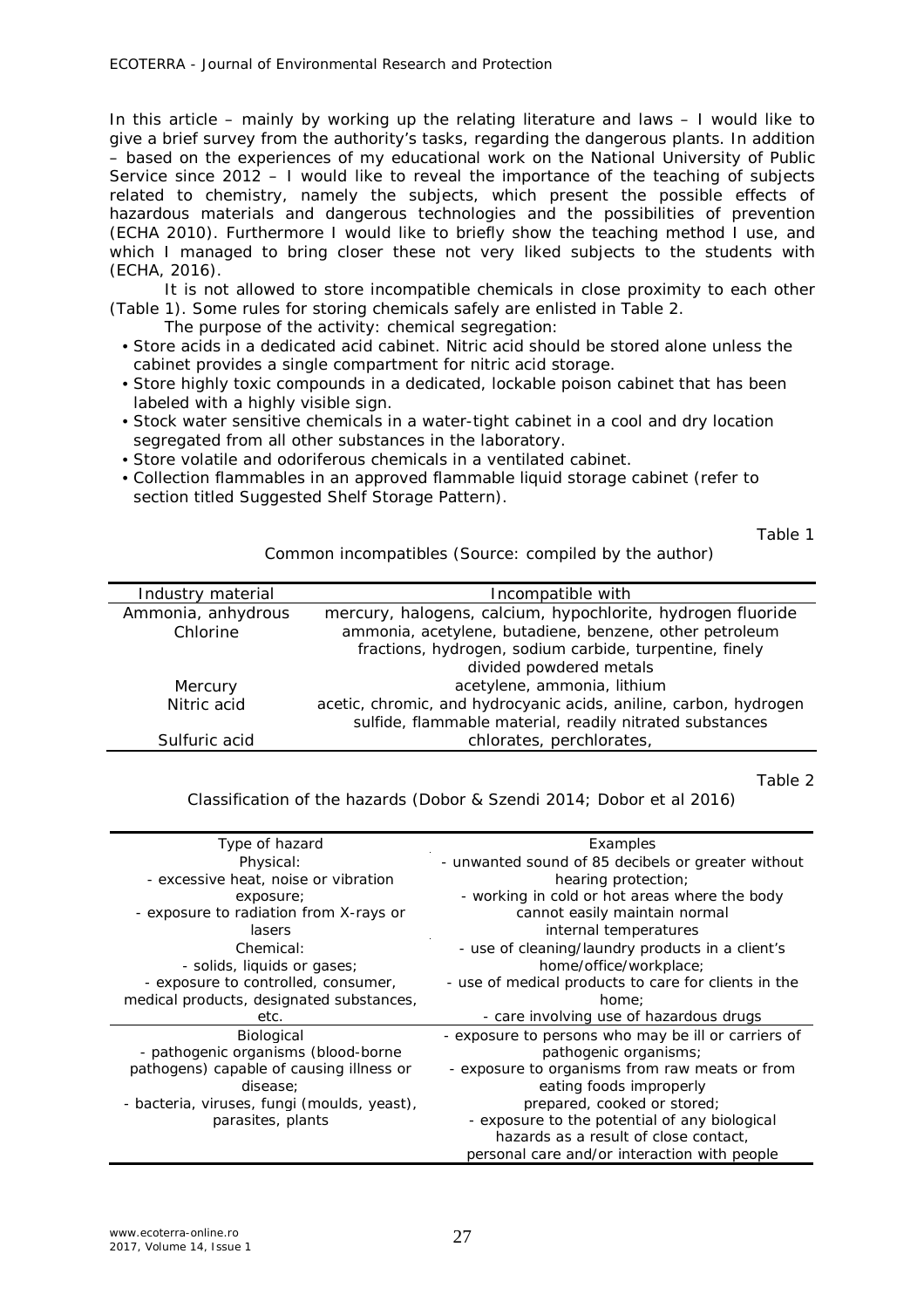In this article – mainly by working up the relating literature and laws – I would like to give a brief survey from the authority's tasks, regarding the dangerous plants. In addition – based on the experiences of my educational work on the National University of Public Service since 2012 – I would like to reveal the importance of the teaching of subjects related to chemistry, namely the subjects, which present the possible effects of hazardous materials and dangerous technologies and the possibilities of prevention (ECHA 2010). Furthermore I would like to briefly show the teaching method I use, and which I managed to bring closer these not very liked subjects to the students with (ECHA, 2016).

It is not allowed to store incompatible chemicals in close proximity to each other (Table 1). Some rules for storing chemicals safely are enlisted in Table 2.

The purpose of the activity: chemical segregation:

- Store acids in a dedicated acid cabinet. Nitric acid should be stored alone unless the cabinet provides a single compartment for nitric acid storage.
- Store highly toxic compounds in a dedicated, lockable poison cabinet that has been labeled with a highly visible sign.
- Stock water sensitive chemicals in a water-tight cabinet in a cool and dry location segregated from all other substances in the laboratory.
- Store volatile and odoriferous chemicals in a ventilated cabinet.
- Collection flammables in an approved flammable liquid storage cabinet (refer to section titled Suggested Shelf Storage Pattern).

Table 1

Common incompatibles (Source: compiled by the author)

| Industry material | Incompatible with |
|---|---|
| Ammonia, anhydrous | mercury, halogens, calcium, hypochlorite, hydrogen fluoride |
| Chlorine | ammonia, acetylene, butadiene, benzene, other petroleum fractions, hydrogen, sodium carbide, turpentine, finely divided powdered metals |
| Mercury | acetylene, ammonia, lithium |
| Nitric acid | acetic, chromic, and hydrocyanic acids, aniline, carbon, hydrogen sulfide, flammable material, readily nitrated substances |
| Sulfuric acid | chlorates, perchlorates, |

Table 2

Classification of the hazards (Dobor & Szendi 2014; Dobor et al 2016)

| Type of hazard | Examples |
|---|---|
| Physical:<br>- excessive heat, noise or vibration exposure;<br>- exposure to radiation from X-rays or lasers<br>Chemical:<br>- solids, liquids or gases;<br>- exposure to controlled, consumer, medical products, designated substances, etc. | - unwanted sound of 85 decibels or greater without hearing protection;<br>- working in cold or hot areas where the body cannot easily maintain normal internal temperatures<br>- use of cleaning/laundry products in a client's home/office/workplace;<br>- use of medical products to care for clients in the home;<br>- care involving use of hazardous drugs |
| Biological<br>- pathogenic organisms (blood-borne pathogens) capable of causing illness or disease;<br>- bacteria, viruses, fungi (moulds, yeast), parasites, plants | - exposure to persons who may be ill or carriers of pathogenic organisms;<br>- exposure to organisms from raw meats or from eating foods improperly prepared, cooked or stored;<br>- exposure to the potential of any biological hazards as a result of close contact, personal care and/or interaction with people |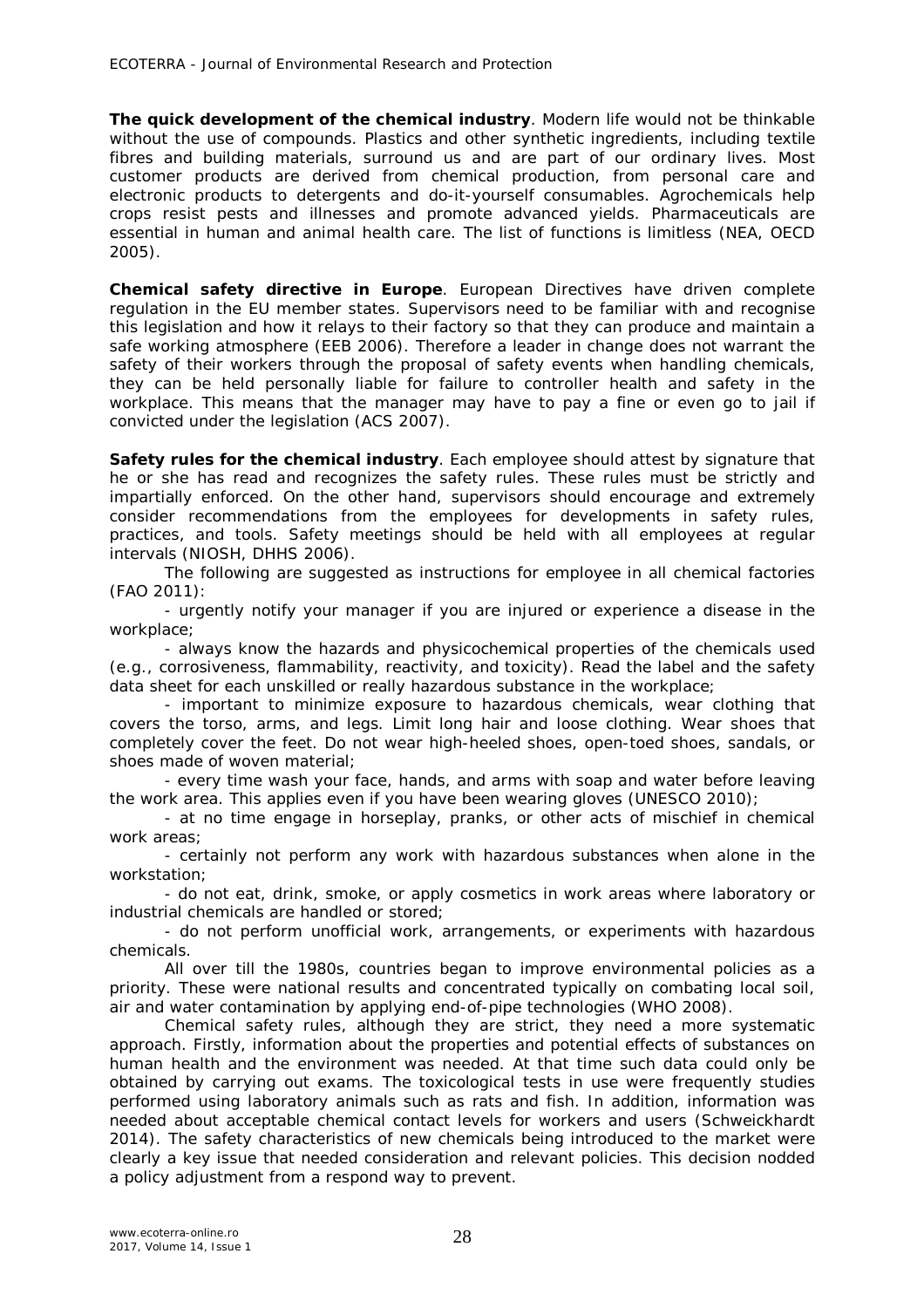**The quick development of the chemical industry**. Modern life would not be thinkable without the use of compounds. Plastics and other synthetic ingredients, including textile fibres and building materials, surround us and are part of our ordinary lives. Most customer products are derived from chemical production, from personal care and electronic products to detergents and do-it-yourself consumables. Agrochemicals help crops resist pests and illnesses and promote advanced yields. Pharmaceuticals are essential in human and animal health care. The list of functions is limitless (NEA, OECD 2005).

**Chemical safety directive in Europe**. European Directives have driven complete regulation in the EU member states. Supervisors need to be familiar with and recognise this legislation and how it relays to their factory so that they can produce and maintain a safe working atmosphere (EEB 2006). Therefore a leader in change does not warrant the safety of their workers through the proposal of safety events when handling chemicals, they can be held personally liable for failure to controller health and safety in the workplace. This means that the manager may have to pay a fine or even go to jail if convicted under the legislation (ACS 2007).

**Safety rules for the chemical industry**. Each employee should attest by signature that he or she has read and recognizes the safety rules. These rules must be strictly and impartially enforced. On the other hand, supervisors should encourage and extremely consider recommendations from the employees for developments in safety rules, practices, and tools. Safety meetings should be held with all employees at regular intervals (NIOSH, DHHS 2006).

The following are suggested as instructions for employee in all chemical factories (FAO 2011):

- urgently notify your manager if you are injured or experience a disease in the workplace;
- always know the hazards and physicochemical properties of the chemicals used (e.g., corrosiveness, flammability, reactivity, and toxicity). Read the label and the safety data sheet for each unskilled or really hazardous substance in the workplace;
- important to minimize exposure to hazardous chemicals, wear clothing that covers the torso, arms, and legs. Limit long hair and loose clothing. Wear shoes that completely cover the feet. Do not wear high-heeled shoes, open-toed shoes, sandals, or shoes made of woven material;
- every time wash your face, hands, and arms with soap and water before leaving the work area. This applies even if you have been wearing gloves (UNESCO 2010);
- at no time engage in horseplay, pranks, or other acts of mischief in chemical work areas;
- certainly not perform any work with hazardous substances when alone in the workstation;
- do not eat, drink, smoke, or apply cosmetics in work areas where laboratory or industrial chemicals are handled or stored;
- do not perform unofficial work, arrangements, or experiments with hazardous chemicals.

All over till the 1980s, countries began to improve environmental policies as a priority. These were national results and concentrated typically on combating local soil, air and water contamination by applying end-of-pipe technologies (WHO 2008).

Chemical safety rules, although they are strict, they need a more systematic approach. Firstly, information about the properties and potential effects of substances on human health and the environment was needed. At that time such data could only be obtained by carrying out exams. The toxicological tests in use were frequently studies performed using laboratory animals such as rats and fish. In addition, information was needed about acceptable chemical contact levels for workers and users (Schweickhardt 2014). The safety characteristics of new chemicals being introduced to the market were clearly a key issue that needed consideration and relevant policies. This decision nodded a policy adjustment from a respond way to prevent.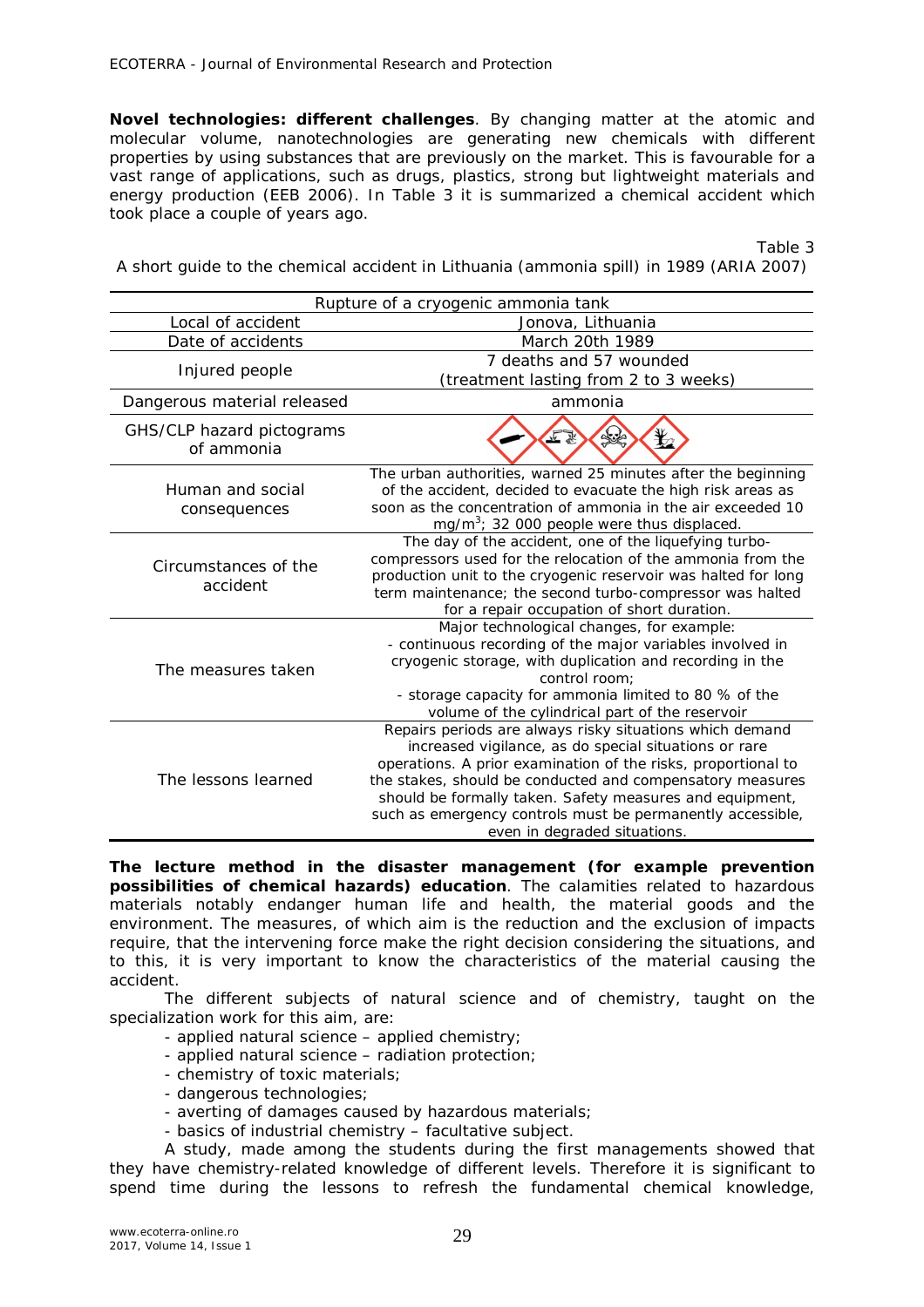**Novel technologies: different challenges**. By changing matter at the atomic and molecular volume, nanotechnologies are generating new chemicals with different properties by using substances that are previously on the market. This is favourable for a vast range of applications, such as drugs, plastics, strong but lightweight materials and energy production (EEB 2006). In Table 3 it is summarized a chemical accident which took place a couple of years ago.

Table 3

A short guide to the chemical accident in Lithuania (ammonia spill) in 1989 (ARIA 2007)

| Rupture of a cryogenic ammonia tank | |
|---|---|
| Local of accident | Jonova, Lithuania |
| Date of accidents | March 20th 1989 |
| Injured people | 7 deaths and 57 wounded (treatment lasting from 2 to 3 weeks) |
| Dangerous material released | ammonia |
| GHS/CLP hazard pictograms of ammonia | |
| Human and social consequences | The urban authorities, warned 25 minutes after the beginning of the accident, decided to evacuate the high risk areas as soon as the concentration of ammonia in the air exceeded 10 mg/m$^3$; 32 000 people were thus displaced. |
| Circumstances of the accident | The day of the accident, one of the liquefying turbo-compressors used for the relocation of the ammonia from the production unit to the cryogenic reservoir was halted for long term maintenance; the second turbo-compressor was halted for a repair occupation of short duration. |
| The measures taken | Major technological changes, for example:<br>- continuous recording of the major variables involved in cryogenic storage, with duplication and recording in the control room;<br>- storage capacity for ammonia limited to 80 % of the volume of the cylindrical part of the reservoir |
| The lessons learned | Repairs periods are always risky situations which demand increased vigilance, as do special situations or rare operations. A prior examination of the risks, proportional to the stakes, should be conducted and compensatory measures should be formally taken. Safety measures and equipment, such as emergency controls must be permanently accessible, even in degraded situations. |

**The lecture method in the disaster management (for example prevention possibilities of chemical hazards) education**. The calamities related to hazardous materials notably endanger human life and health, the material goods and the environment. The measures, of which aim is the reduction and the exclusion of impacts require, that the intervening force make the right decision considering the situations, and to this, it is very important to know the characteristics of the material causing the accident.

The different subjects of natural science and of chemistry, taught on the specialization work for this aim, are:

- applied natural science – applied chemistry;
- applied natural science – radiation protection;
- chemistry of toxic materials;
- dangerous technologies;
- averting of damages caused by hazardous materials;
- basics of industrial chemistry – facultative subject.

A study, made among the students during the first managements showed that they have chemistry-related knowledge of different levels. Therefore it is significant to spend time during the lessons to refresh the fundamental chemical knowledge,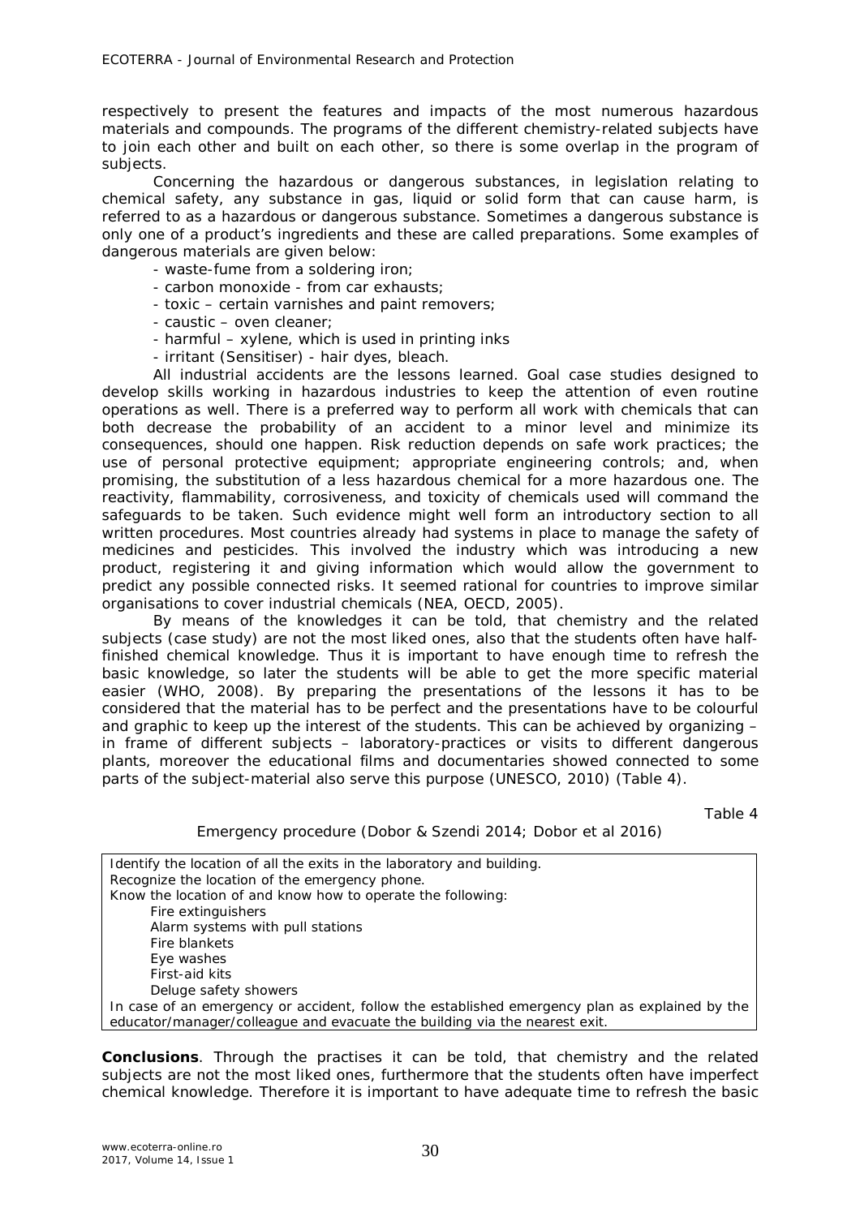respectively to present the features and impacts of the most numerous hazardous materials and compounds. The programs of the different chemistry-related subjects have to join each other and built on each other, so there is some overlap in the program of subjects.

Concerning the hazardous or dangerous substances, in legislation relating to chemical safety, any substance in gas, liquid or solid form that can cause harm, is referred to as a hazardous or dangerous substance. Sometimes a dangerous substance is only one of a product's ingredients and these are called preparations. Some examples of dangerous materials are given below:

- waste-fume from a soldering iron;
- carbon monoxide - from car exhausts;
- toxic – certain varnishes and paint removers;
- caustic – oven cleaner;
- harmful – xylene, which is used in printing inks
- irritant (Sensitiser) - hair dyes, bleach.

All industrial accidents are the lessons learned. Goal case studies designed to develop skills working in hazardous industries to keep the attention of even routine operations as well. There is a preferred way to perform all work with chemicals that can both decrease the probability of an accident to a minor level and minimize its consequences, should one happen. Risk reduction depends on safe work practices; the use of personal protective equipment; appropriate engineering controls; and, when promising, the substitution of a less hazardous chemical for a more hazardous one. The reactivity, flammability, corrosiveness, and toxicity of chemicals used will command the safeguards to be taken. Such evidence might well form an introductory section to all written procedures. Most countries already had systems in place to manage the safety of medicines and pesticides. This involved the industry which was introducing a new product, registering it and giving information which would allow the government to predict any possible connected risks. It seemed rational for countries to improve similar organisations to cover industrial chemicals (NEA, OECD, 2005).

By means of the knowledges it can be told, that chemistry and the related subjects (case study) are not the most liked ones, also that the students often have half-finished chemical knowledge. Thus it is important to have enough time to refresh the basic knowledge, so later the students will be able to get the more specific material easier (WHO, 2008). By preparing the presentations of the lessons it has to be considered that the material has to be perfect and the presentations have to be colourful and graphic to keep up the interest of the students. This can be achieved by organizing – in frame of different subjects – laboratory-practices or visits to different dangerous plants, moreover the educational films and documentaries showed connected to some parts of the subject-material also serve this purpose (UNESCO, 2010) (Table 4).

Table 4

Emergency procedure (Dobor & Szendi 2014; Dobor et al 2016)

| |
|---|
| Identify the location of all the exits in the laboratory and building.<br>Recognize the location of the emergency phone.<br>Know the location of and know how to operate the following:<br>Fire extinguishers<br>Alarm systems with pull stations<br>Fire blankets<br>Eye washes<br>First-aid kits<br>Deluge safety showers<br>In case of an emergency or accident, follow the established emergency plan as explained by the educator/manager/colleague and evacuate the building via the nearest exit. |

**Conclusions**. Through the practises it can be told, that chemistry and the related subjects are not the most liked ones, furthermore that the students often have imperfect chemical knowledge. Therefore it is important to have adequate time to refresh the basic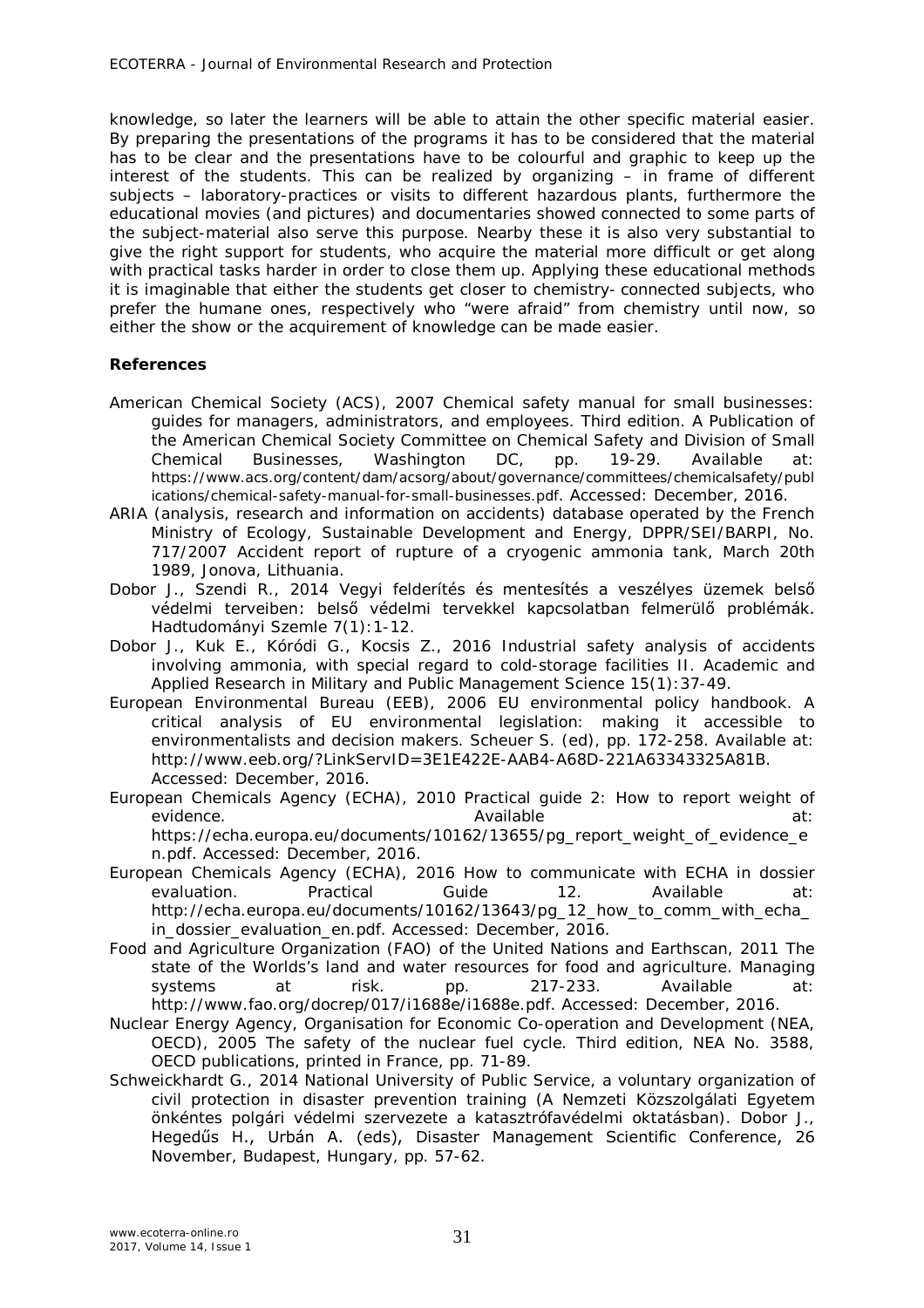knowledge, so later the learners will be able to attain the other specific material easier. By preparing the presentations of the programs it has to be considered that the material has to be clear and the presentations have to be colourful and graphic to keep up the interest of the students. This can be realized by organizing – in frame of different subjects – laboratory-practices or visits to different hazardous plants, furthermore the educational movies (and pictures) and documentaries showed connected to some parts of the subject-material also serve this purpose. Nearby these it is also very substantial to give the right support for students, who acquire the material more difficult or get along with practical tasks harder in order to close them up. Applying these educational methods it is imaginable that either the students get closer to chemistry- connected subjects, who prefer the humane ones, respectively who "were afraid" from chemistry until now, so either the show or the acquirement of knowledge can be made easier.

**References**

American Chemical Society (ACS), 2007 Chemical safety manual for small businesses: guides for managers, administrators, and employees. Third edition. A Publication of the American Chemical Society Committee on Chemical Safety and Division of Small Chemical Businesses, Washington DC, pp. 19-29. Available at: https://www.acs.org/content/dam/acsorg/about/governance/committees/chemicalsafety/publications/chemical-safety-manual-for-small-businesses.pdf. Accessed: December, 2016.

ARIA (analysis, research and information on accidents) database operated by the French Ministry of Ecology, Sustainable Development and Energy, DPPR/SEI/BARPI, No. 717/2007 Accident report of rupture of a cryogenic ammonia tank, March 20th 1989, Jonova, Lithuania.

Dobor J., Szendi R., 2014 Vegyi felderítés és mentesítés a veszélyes üzemek belső védelmi terveiben: belső védelmi tervekkel kapcsolatban felmerülő problémák. Hadtudományi Szemle 7(1):1-12.

Dobor J., Kuk E., Kóródi G., Kocsis Z., 2016 Industrial safety analysis of accidents involving ammonia, with special regard to cold-storage facilities II. Academic and Applied Research in Military and Public Management Science 15(1):37-49.

European Environmental Bureau (EEB), 2006 EU environmental policy handbook. A critical analysis of EU environmental legislation: making it accessible to environmentalists and decision makers. Scheuer S. (ed), pp. 172-258. Available at: http://www.eeb.org/?LinkServID=3E1E422E-AAB4-A68D-221A63343325A81B. Accessed: December, 2016.

European Chemicals Agency (ECHA), 2010 Practical guide 2: How to report weight of evidence. Available at: https://echa.europa.eu/documents/10162/13655/pg_report_weight_of_evidence_en.pdf. Accessed: December, 2016.

European Chemicals Agency (ECHA), 2016 How to communicate with ECHA in dossier evaluation. Practical Guide 12. Available at: http://echa.europa.eu/documents/10162/13643/pg_12_how_to_comm_with_echa_in_dossier_evaluation_en.pdf. Accessed: December, 2016.

Food and Agriculture Organization (FAO) of the United Nations and Earthscan, 2011 The state of the Worlds's land and water resources for food and agriculture. Managing systems at risk. pp. 217-233. Available at: http://www.fao.org/docrep/017/i1688e/i1688e.pdf. Accessed: December, 2016.

Nuclear Energy Agency, Organisation for Economic Co-operation and Development (NEA, OECD), 2005 The safety of the nuclear fuel cycle. Third edition, NEA No. 3588, OECD publications, printed in France, pp. 71-89.

Schweickhardt G., 2014 National University of Public Service, a voluntary organization of civil protection in disaster prevention training (A Nemzeti Közszolgálati Egyetem önkéntes polgári védelmi szervezete a katasztrófavédelmi oktatásban). Dobor J., Hegedűs H., Urbán A. (eds), Disaster Management Scientific Conference, 26 November, Budapest, Hungary, pp. 57-62.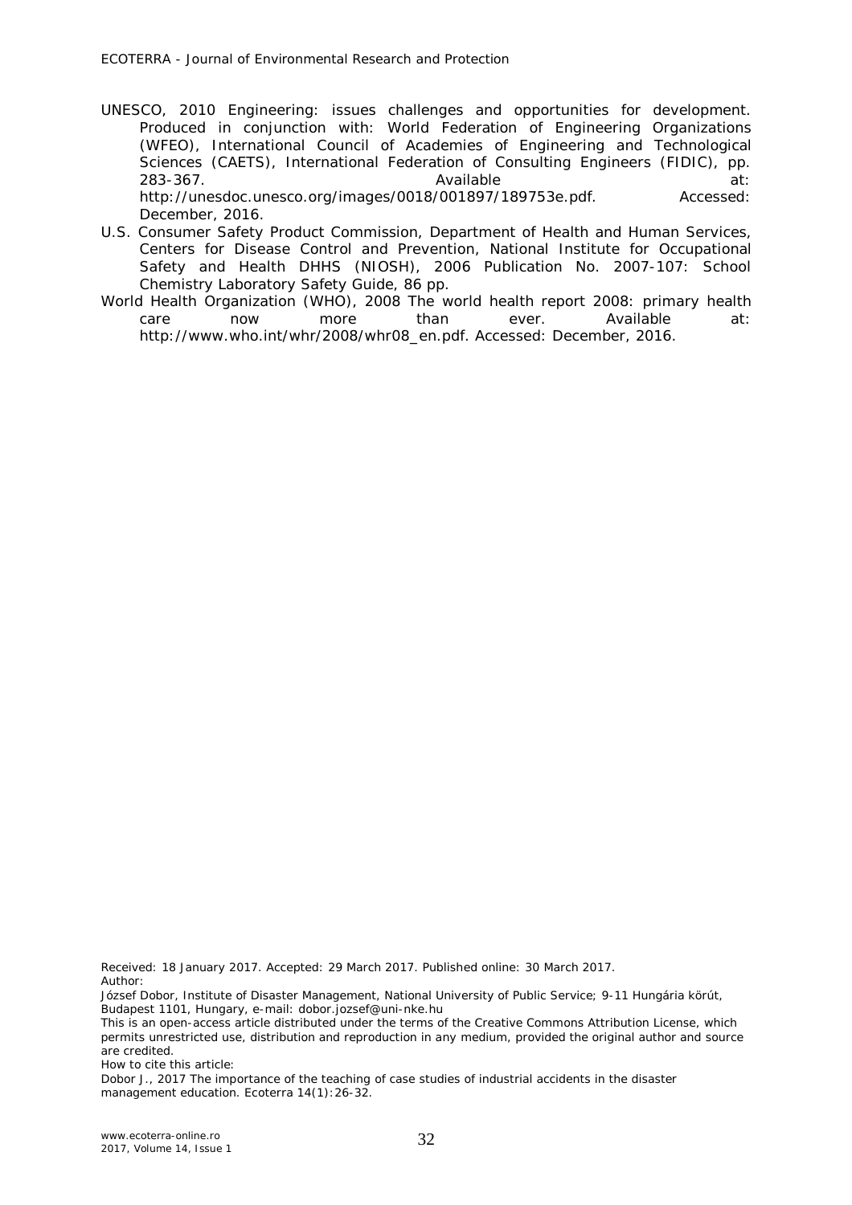UNESCO, 2010 Engineering: issues challenges and opportunities for development. Produced in conjunction with: World Federation of Engineering Organizations (WFEO), International Council of Academies of Engineering and Technological Sciences (CAETS), International Federation of Consulting Engineers (FIDIC), pp. 283-367. Available at: http://unesdoc.unesco.org/images/0018/001897/189753e.pdf. Accessed: December, 2016.

U.S. Consumer Safety Product Commission, Department of Health and Human Services, Centers for Disease Control and Prevention, National Institute for Occupational Safety and Health DHHS (NIOSH), 2006 Publication No. 2007-107: School Chemistry Laboratory Safety Guide, 86 pp.

World Health Organization (WHO), 2008 The world health report 2008: primary health care now more than ever. Available at: http://www.who.int/whr/2008/whr08_en.pdf. Accessed: December, 2016.

Received: 18 January 2017. Accepted: 29 March 2017. Published online: 30 March 2017.

Author:

József Dobor, Institute of Disaster Management, National University of Public Service; 9-11 Hungária körút, Budapest 1101, Hungary, e-mail: dobor.jozsef@uni-nke.hu

This is an open-access article distributed under the terms of the Creative Commons Attribution License, which permits unrestricted use, distribution and reproduction in any medium, provided the original author and source are credited.

How to cite this article:

Dobor J., 2017 The importance of the teaching of case studies of industrial accidents in the disaster management education. Ecoterra 14(1):26-32.